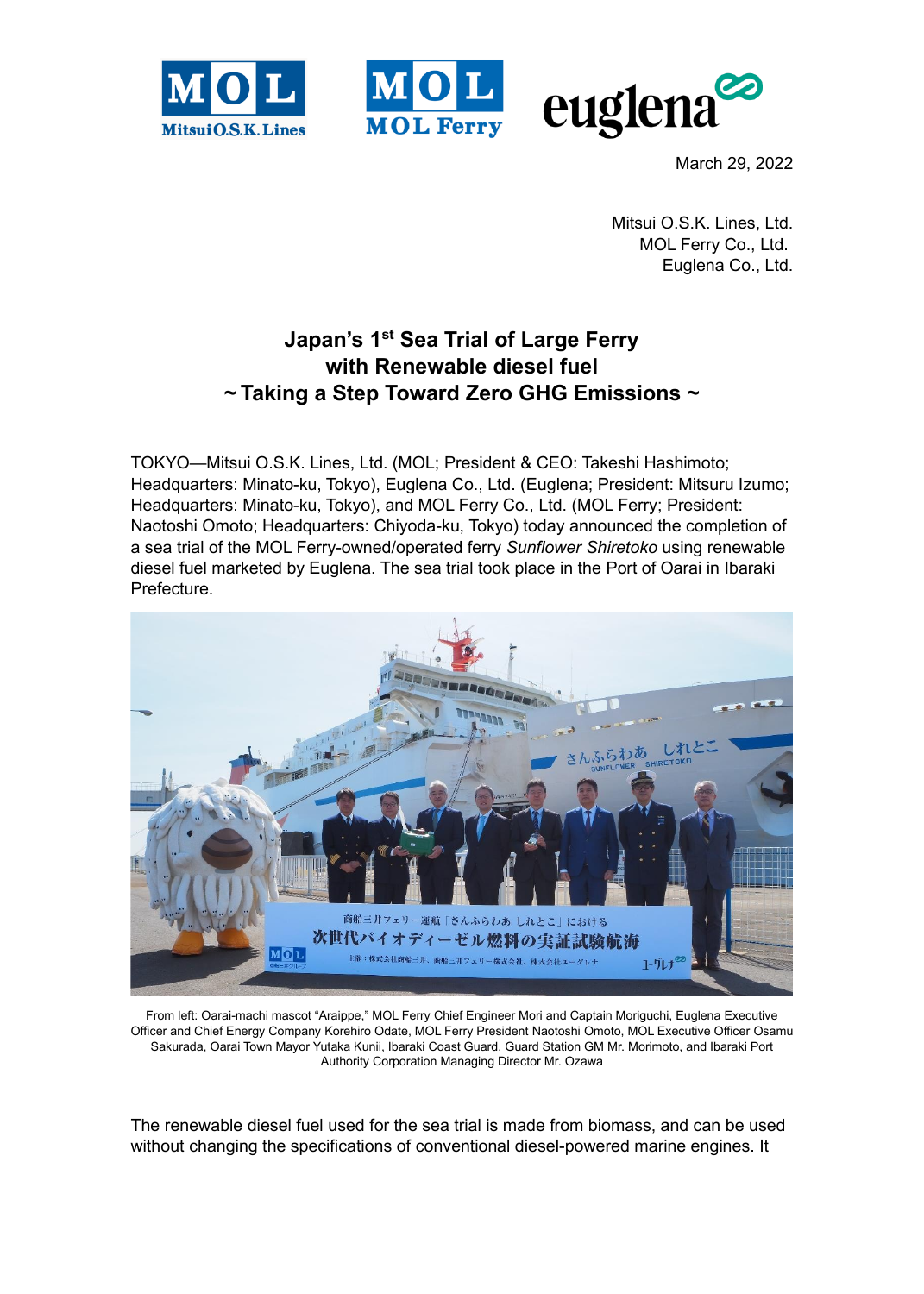March 29, 2022

Mitsui O.S.K. Lines, Ltd.
MOL Ferry Co., Ltd.
Euglena Co., Ltd.

# Japan's 1st Sea Trial of Large Ferry with Renewable diesel fuel
## ~ Taking a Step Toward Zero GHG Emissions ~

TOKYO—Mitsui O.S.K. Lines, Ltd. (MOL; President & CEO: Takeshi Hashimoto; Headquarters: Minato-ku, Tokyo), Euglena Co., Ltd. (Euglena; President: Mitsuru Izumo; Headquarters: Minato-ku, Tokyo), and MOL Ferry Co., Ltd. (MOL Ferry; President: Naotoshi Omoto; Headquarters: Chiyoda-ku, Tokyo) today announced the completion of a sea trial of the MOL Ferry-owned/operated ferry *Sunflower Shiretoko* using renewable diesel fuel marketed by Euglena. The sea trial took place in the Port of Oarai in Ibaraki Prefecture.

From left: Oarai-machi mascot "Araippe," MOL Ferry Chief Engineer Mori and Captain Moriguchi, Euglena Executive Officer and Chief Energy Company Korehiro Odate, MOL Ferry President Naotoshi Omoto, MOL Executive Officer Osamu Sakurada, Oarai Town Mayor Yutaka Kunii, Ibaraki Coast Guard, Guard Station GM Mr. Morimoto, and Ibaraki Port Authority Corporation Managing Director Mr. Ozawa

The renewable diesel fuel used for the sea trial is made from biomass, and can be used without changing the specifications of conventional diesel-powered marine engines. It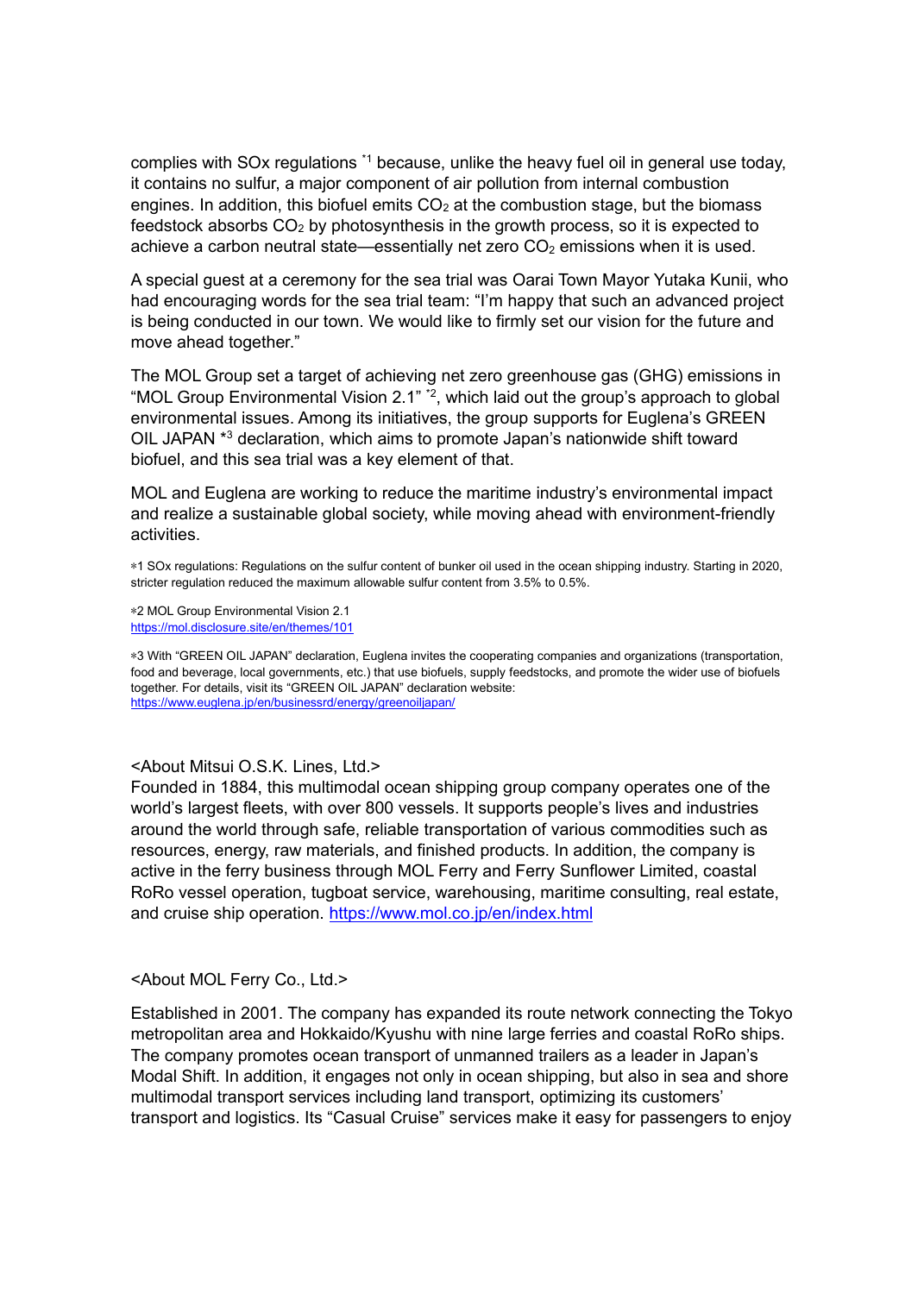complies with SOx regulations [*1] because, unlike the heavy fuel oil in general use today, it contains no sulfur, a major component of air pollution from internal combustion engines. In addition, this biofuel emits $CO_2$ at the combustion stage, but the biomass feedstock absorbs $CO_2$ by photosynthesis in the growth process, so it is expected to achieve a carbon neutral state—essentially net zero $CO_2$ emissions when it is used.

A special guest at a ceremony for the sea trial was Oarai Town Mayor Yutaka Kunii, who had encouraging words for the sea trial team: "I'm happy that such an advanced project is being conducted in our town. We would like to firmly set our vision for the future and move ahead together."

The MOL Group set a target of achieving net zero greenhouse gas (GHG) emissions in "MOL Group Environmental Vision 2.1" [*2], which laid out the group's approach to global environmental issues. Among its initiatives, the group supports for Euglena's GREEN OIL JAPAN [*3] declaration, which aims to promote Japan's nationwide shift toward biofuel, and this sea trial was a key element of that.

MOL and Euglena are working to reduce the maritime industry's environmental impact and realize a sustainable global society, while moving ahead with environment-friendly activities.

*1 SOx regulations: Regulations on the sulfur content of bunker oil used in the ocean shipping industry. Starting in 2020, stricter regulation reduced the maximum allowable sulfur content from 3.5% to 0.5%.

*2 MOL Group Environmental Vision 2.1
https://mol.disclosure.site/en/themes/101

*3 With "GREEN OIL JAPAN" declaration, Euglena invites the cooperating companies and organizations (transportation, food and beverage, local governments, etc.) that use biofuels, supply feedstocks, and promote the wider use of biofuels together. For details, visit its "GREEN OIL JAPAN" declaration website:
https://www.euglena.jp/en/businessrd/energy/greenoiljapan/

<About Mitsui O.S.K. Lines, Ltd.>
Founded in 1884, this multimodal ocean shipping group company operates one of the world's largest fleets, with over 800 vessels. It supports people's lives and industries around the world through safe, reliable transportation of various commodities such as resources, energy, raw materials, and finished products. In addition, the company is active in the ferry business through MOL Ferry and Ferry Sunflower Limited, coastal RoRo vessel operation, tugboat service, warehousing, maritime consulting, real estate, and cruise ship operation. https://www.mol.co.jp/en/index.html

<About MOL Ferry Co., Ltd.>

Established in 2001. The company has expanded its route network connecting the Tokyo metropolitan area and Hokkaido/Kyushu with nine large ferries and coastal RoRo ships. The company promotes ocean transport of unmanned trailers as a leader in Japan's Modal Shift. In addition, it engages not only in ocean shipping, but also in sea and shore multimodal transport services including land transport, optimizing its customers' transport and logistics. Its "Casual Cruise" services make it easy for passengers to enjoy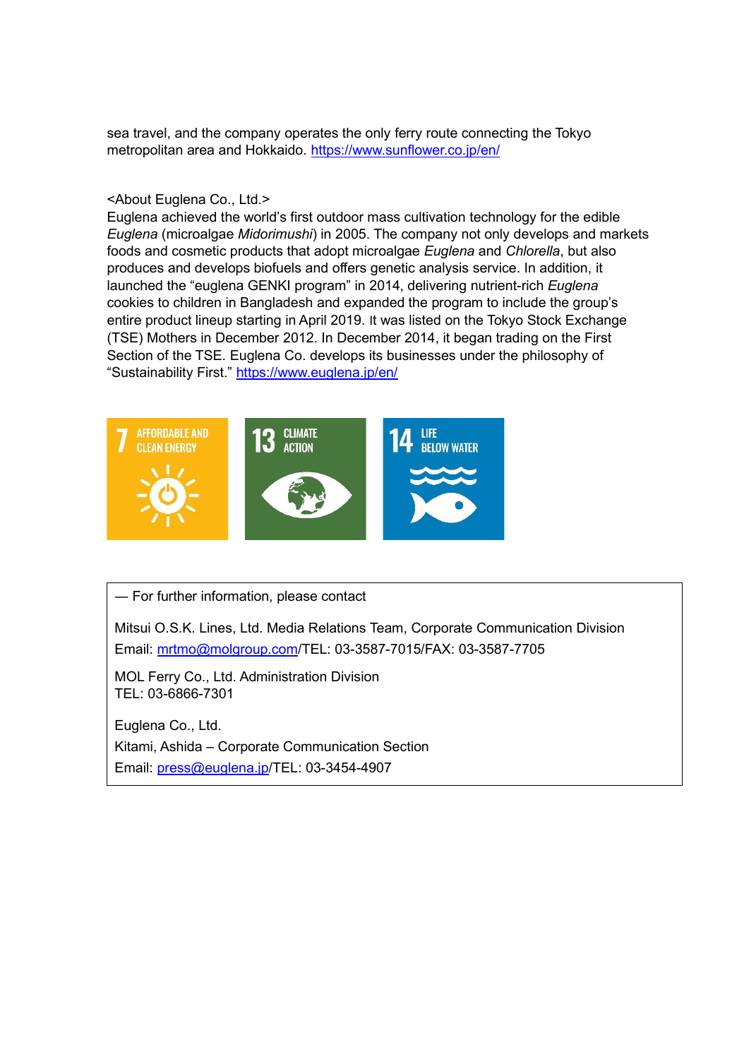sea travel, and the company operates the only ferry route connecting the Tokyo metropolitan area and Hokkaido. https://www.sunflower.co.jp/en/

<About Euglena Co., Ltd.>

Euglena achieved the world's first outdoor mass cultivation technology for the edible *Euglena* (microalgae *Midorimushi*) in 2005. The company not only develops and markets foods and cosmetic products that adopt microalgae *Euglena* and *Chlorella*, but also produces and develops biofuels and offers genetic analysis service. In addition, it launched the "euglena GENKI program" in 2014, delivering nutrient-rich *Euglena* cookies to children in Bangladesh and expanded the program to include the group's entire product lineup starting in April 2019. It was listed on the Tokyo Stock Exchange (TSE) Mothers in December 2012. In December 2014, it began trading on the First Section of the TSE. Euglena Co. develops its businesses under the philosophy of "Sustainability First." https://www.euglena.jp/en/

7 AFFORDABLE AND CLEAN ENERGY

13 CLIMATE ACTION

14 LIFE BELOW WATER

— For further information, please contact

Mitsui O.S.K. Lines, Ltd. Media Relations Team, Corporate Communication Division
Email: mrtmo@molgroup.com/TEL: 03-3587-7015/FAX: 03-3587-7705

MOL Ferry Co., Ltd. Administration Division
TEL: 03-6866-7301

Euglena Co., Ltd.
Kitami, Ashida – Corporate Communication Section
Email: press@euglena.jp/TEL: 03-3454-4907